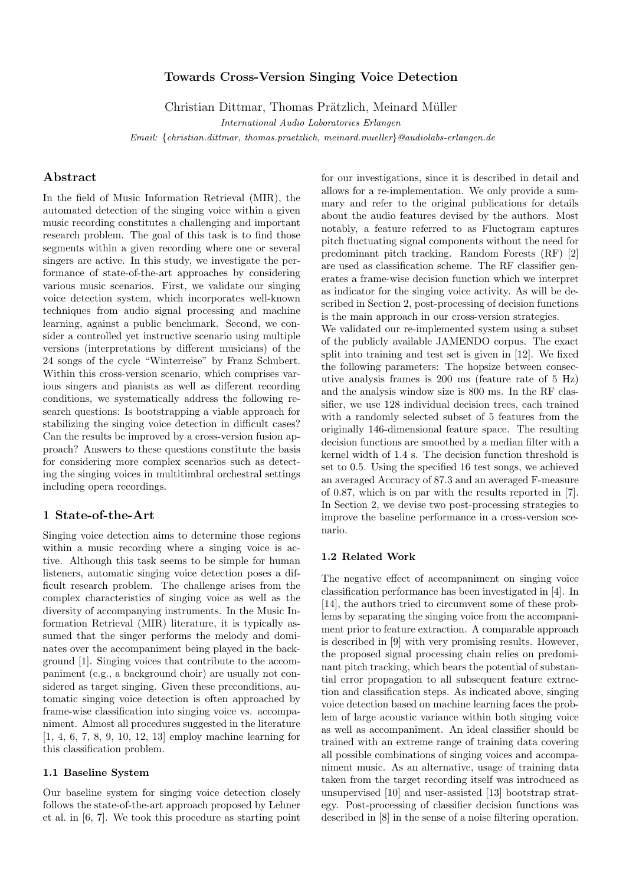# Towards Cross-Version Singing Voice Detection

Christian Dittmar, Thomas Prätzlich, Meinard Müller

*International Audio Laboratories Erlangen*

*Email: {christian.dittmar, thomas.praetzlich, meinard.mueller}@audiolabs-erlangen.de*

## Abstract

In the field of Music Information Retrieval (MIR), the automated detection of the singing voice within a given music recording constitutes a challenging and important research problem. The goal of this task is to find those segments within a given recording where one or several singers are active. In this study, we investigate the performance of state-of-the-art approaches by considering various music scenarios. First, we validate our singing voice detection system, which incorporates well-known techniques from audio signal processing and machine learning, against a public benchmark. Second, we consider a controlled yet instructive scenario using multiple versions (interpretations by different musicians) of the 24 songs of the cycle "Winterreise" by Franz Schubert. Within this cross-version scenario, which comprises various singers and pianists as well as different recording conditions, we systematically address the following research questions: Is bootstrapping a viable approach for stabilizing the singing voice detection in difficult cases? Can the results be improved by a cross-version fusion approach? Answers to these questions constitute the basis for considering more complex scenarios such as detecting the singing voices in multitimbral orchestral settings including opera recordings.

## 1 State-of-the-Art

Singing voice detection aims to determine those regions within a music recording where a singing voice is active. Although this task seems to be simple for human listeners, automatic singing voice detection poses a difficult research problem. The challenge arises from the complex characteristics of singing voice as well as the diversity of accompanying instruments. In the Music Information Retrieval (MIR) literature, it is typically assumed that the singer performs the melody and dominates over the accompaniment being played in the background [1]. Singing voices that contribute to the accompaniment (e.g., a background choir) are usually not considered as target singing. Given these preconditions, automatic singing voice detection is often approached by frame-wise classification into singing voice vs. accompaniment. Almost all procedures suggested in the literature [1, 4, 6, 7, 8, 9, 10, 12, 13] employ machine learning for this classification problem.

### 1.1 Baseline System

Our baseline system for singing voice detection closely follows the state-of-the-art approach proposed by Lehner et al. in [6, 7]. We took this procedure as starting point for our investigations, since it is described in detail and allows for a re-implementation. We only provide a summary and refer to the original publications for details about the audio features devised by the authors. Most notably, a feature referred to as Fluctogram captures pitch fluctuating signal components without the need for predominant pitch tracking. Random Forests (RF) [2] are used as classification scheme. The RF classifier generates a frame-wise decision function which we interpret as indicator for the singing voice activity. As will be described in Section 2, post-processing of decision functions is the main approach in our cross-version strategies.

We validated our re-implemented system using a subset of the publicly available JAMENDO corpus. The exact split into training and test set is given in [12]. We fixed the following parameters: The hopsize between consecutive analysis frames is 200 ms (feature rate of 5 Hz) and the analysis window size is 800 ms. In the RF classifier, we use 128 individual decision trees, each trained with a randomly selected subset of 5 features from the originally 146-dimensional feature space. The resulting decision functions are smoothed by a median filter with a kernel width of 1.4 s. The decision function threshold is set to 0.5. Using the specified 16 test songs, we achieved an averaged Accuracy of 87.3 and an averaged F-measure of 0.87, which is on par with the results reported in [7]. In Section 2, we devise two post-processing strategies to improve the baseline performance in a cross-version scenario.

### 1.2 Related Work

The negative effect of accompaniment on singing voice classification performance has been investigated in [4]. In [14], the authors tried to circumvent some of these problems by separating the singing voice from the accompaniment prior to feature extraction. A comparable approach is described in [9] with very promising results. However, the proposed signal processing chain relies on predominant pitch tracking, which bears the potential of substantial error propagation to all subsequent feature extraction and classification steps. As indicated above, singing voice detection based on machine learning faces the problem of large acoustic variance within both singing voice as well as accompaniment. An ideal classifier should be trained with an extreme range of training data covering all possible combinations of singing voices and accompaniment music. As an alternative, usage of training data taken from the target recording itself was introduced as unsupervised [10] and user-assisted [13] bootstrap strategy. Post-processing of classifier decision functions was described in [8] in the sense of a noise filtering operation.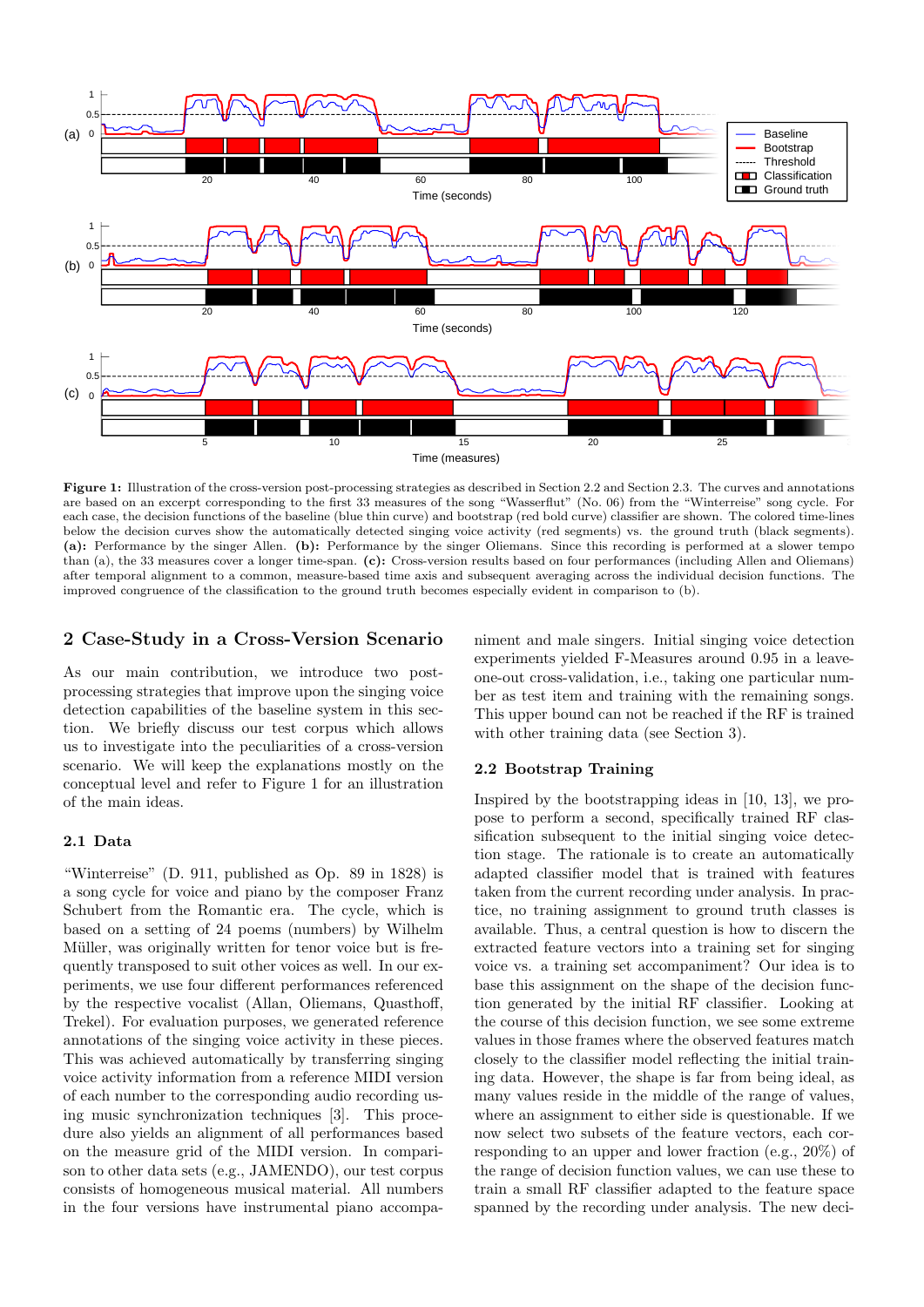**Figure 1:** Illustration of the cross-version post-processing strategies as described in Section 2.2 and Section 2.3. The curves and annotations are based on an excerpt corresponding to the first 33 measures of the song "Wasserflut" (No. 06) from the "Winterreise" song cycle. For each case, the decision functions of the baseline (blue thin curve) and bootstrap (red bold curve) classifier are shown. The colored time-lines below the decision curves show the automatically detected singing voice activity (red segments) vs. the ground truth (black segments). **(a):** Performance by the singer Allen. **(b):** Performance by the singer Oliemans. Since this recording is performed at a slower tempo than (a), the 33 measures cover a longer time-span. **(c):** Cross-version results based on four performances (including Allen and Oliemans) after temporal alignment to a common, measure-based time axis and subsequent averaging across the individual decision functions. The improved congruence of the classification to the ground truth becomes especially evident in comparison to (b).

## 2 Case-Study in a Cross-Version Scenario

As our main contribution, we introduce two post-processing strategies that improve upon the singing voice detection capabilities of the baseline system in this section. We briefly discuss our test corpus which allows us to investigate into the peculiarities of a cross-version scenario. We will keep the explanations mostly on the conceptual level and refer to Figure 1 for an illustration of the main ideas.

### 2.1 Data

"Winterreise" (D. 911, published as Op. 89 in 1828) is a song cycle for voice and piano by the composer Franz Schubert from the Romantic era. The cycle, which is based on a setting of 24 poems (numbers) by Wilhelm Müller, was originally written for tenor voice but is frequently transposed to suit other voices as well. In our experiments, we use four different performances referenced by the respective vocalist (Allan, Oliemans, Quasthoff, Trekel). For evaluation purposes, we generated reference annotations of the singing voice activity in these pieces. This was achieved automatically by transferring singing voice activity information from a reference MIDI version of each number to the corresponding audio recording using music synchronization techniques [3]. This procedure also yields an alignment of all performances based on the measure grid of the MIDI version. In comparison to other data sets (e.g., JAMENDO), our test corpus consists of homogeneous musical material. All numbers in the four versions have instrumental piano accompaniment and male singers. Initial singing voice detection experiments yielded F-Measures around 0.95 in a leave-one-out cross-validation, i.e., taking one particular number as test item and training with the remaining songs. This upper bound can not be reached if the RF is trained with other training data (see Section 3).

### 2.2 Bootstrap Training

Inspired by the bootstrapping ideas in [10, 13], we propose to perform a second, specifically trained RF classification subsequent to the initial singing voice detection stage. The rationale is to create an automatically adapted classifier model that is trained with features taken from the current recording under analysis. In practice, no training assignment to ground truth classes is available. Thus, a central question is how to discern the extracted feature vectors into a training set for singing voice vs. a training set accompaniment? Our idea is to base this assignment on the shape of the decision function generated by the initial RF classifier. Looking at the course of this decision function, we see some extreme values in those frames where the observed features match closely to the classifier model reflecting the initial training data. However, the shape is far from being ideal, as many values reside in the middle of the range of values, where an assignment to either side is questionable. If we now select two subsets of the feature vectors, each corresponding to an upper and lower fraction (e.g., 20%) of the range of decision function values, we can use these to train a small RF classifier adapted to the feature space spanned by the recording under analysis. The new deci-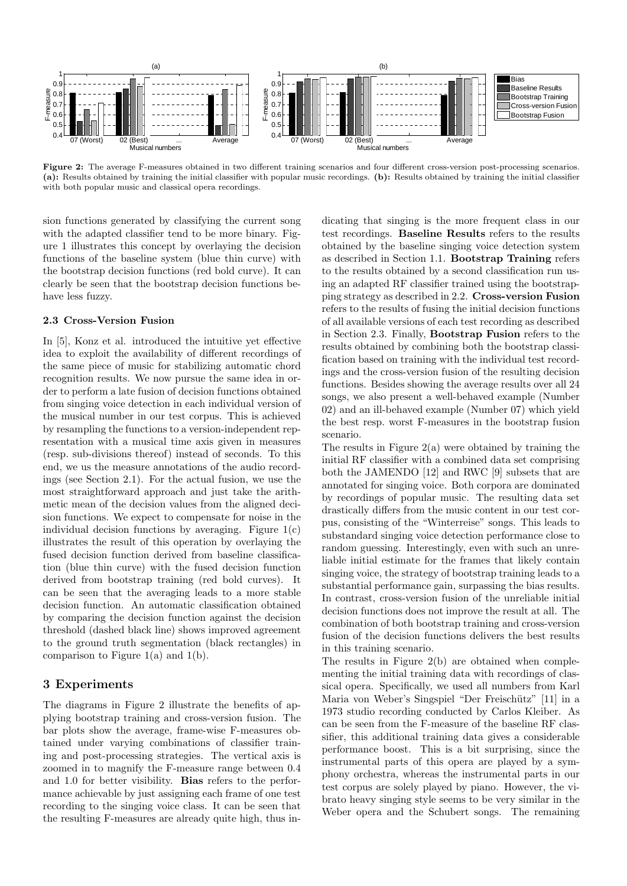Figure 2: The average F-measures obtained in two different training scenarios and four different cross-version post-processing scenarios. **(a):** Results obtained by training the initial classifier with popular music recordings. **(b):** Results obtained by training the initial classifier with both popular music and classical opera recordings.

sion functions generated by classifying the current song with the adapted classifier tend to be more binary. Figure 1 illustrates this concept by overlaying the decision functions of the baseline system (blue thin curve) with the bootstrap decision functions (red bold curve). It can clearly be seen that the bootstrap decision functions behave less fuzzy.

### 2.3 Cross-Version Fusion

In [5], Konz et al. introduced the intuitive yet effective idea to exploit the availability of different recordings of the same piece of music for stabilizing automatic chord recognition results. We now pursue the same idea in order to perform a late fusion of decision functions obtained from singing voice detection in each individual version of the musical number in our test corpus. This is achieved by resampling the functions to a version-independent representation with a musical time axis given in measures (resp. sub-divisions thereof) instead of seconds. To this end, we us the measure annotations of the audio recordings (see Section 2.1). For the actual fusion, we use the most straightforward approach and just take the arithmetic mean of the decision values from the aligned decision functions. We expect to compensate for noise in the individual decision functions by averaging. Figure 1(c) illustrates the result of this operation by overlaying the fused decision function derived from baseline classification (blue thin curve) with the fused decision function derived from bootstrap training (red bold curves). It can be seen that the averaging leads to a more stable decision function. An automatic classification obtained by comparing the decision function against the decision threshold (dashed black line) shows improved agreement to the ground truth segmentation (black rectangles) in comparison to Figure 1(a) and 1(b).

## 3 Experiments

The diagrams in Figure 2 illustrate the benefits of applying bootstrap training and cross-version fusion. The bar plots show the average, frame-wise F-measures obtained under varying combinations of classifier training and post-processing strategies. The vertical axis is zoomed in to magnify the F-measure range between 0.4 and 1.0 for better visibility. **Bias** refers to the performance achievable by just assigning each frame of one test recording to the singing voice class. It can be seen that the resulting F-measures are already quite high, thus indicating that singing is the more frequent class in our test recordings. **Baseline Results** refers to the results obtained by the baseline singing voice detection system as described in Section 1.1. **Bootstrap Training** refers to the results obtained by a second classification run using an adapted RF classifier trained using the bootstrapping strategy as described in 2.2. **Cross-version Fusion** refers to the results of fusing the initial decision functions of all available versions of each test recording as described in Section 2.3. Finally, **Bootstrap Fusion** refers to the results obtained by combining both the bootstrap classification based on training with the individual test recordings and the cross-version fusion of the resulting decision functions. Besides showing the average results over all 24 songs, we also present a well-behaved example (Number 02) and an ill-behaved example (Number 07) which yield the best resp. worst F-measures in the bootstrap fusion scenario.

The results in Figure 2(a) were obtained by training the initial RF classifier with a combined data set comprising both the JAMENDO [12] and RWC [9] subsets that are annotated for singing voice. Both corpora are dominated by recordings of popular music. The resulting data set drastically differs from the music content in our test corpus, consisting of the "Winterreise" songs. This leads to substandard singing voice detection performance close to random guessing. Interestingly, even with such an unreliable initial estimate for the frames that likely contain singing voice, the strategy of bootstrap training leads to a substantial performance gain, surpassing the bias results. In contrast, cross-version fusion of the unreliable initial decision functions does not improve the result at all. The combination of both bootstrap training and cross-version fusion of the decision functions delivers the best results in this training scenario.

The results in Figure 2(b) are obtained when complementing the initial training data with recordings of classical opera. Specifically, we used all numbers from Karl Maria von Weber's Singspiel "Der Freischütz" [11] in a 1973 studio recording conducted by Carlos Kleiber. As can be seen from the F-measure of the baseline RF classifier, this additional training data gives a considerable performance boost. This is a bit surprising, since the instrumental parts of this opera are played by a symphony orchestra, whereas the instrumental parts in our test corpus are solely played by piano. However, the vibrato heavy singing style seems to be very similar in the Weber opera and the Schubert songs. The remaining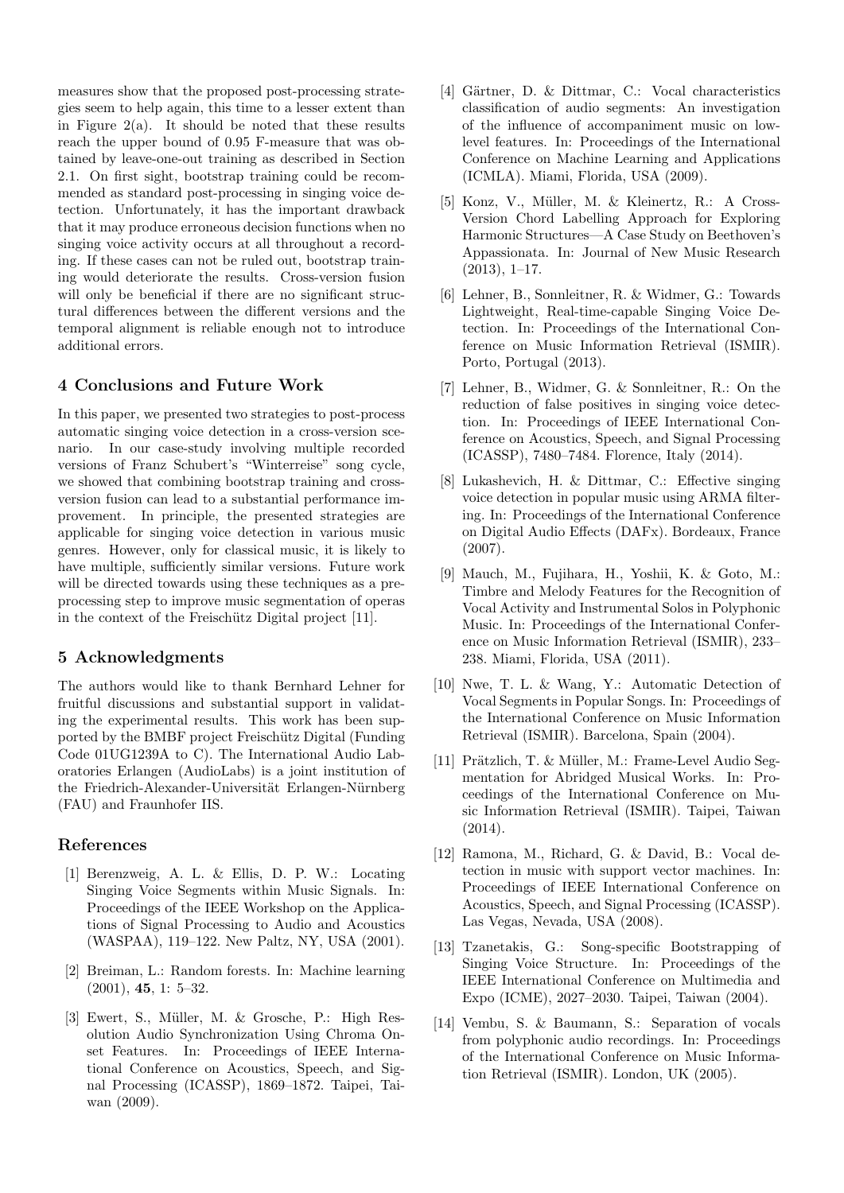measures show that the proposed post-processing strategies seem to help again, this time to a lesser extent than in Figure 2(a). It should be noted that these results reach the upper bound of 0.95 F-measure that was obtained by leave-one-out training as described in Section 2.1. On first sight, bootstrap training could be recommended as standard post-processing in singing voice detection. Unfortunately, it has the important drawback that it may produce erroneous decision functions when no singing voice activity occurs at all throughout a recording. If these cases can not be ruled out, bootstrap training would deteriorate the results. Cross-version fusion will only be beneficial if there are no significant structural differences between the different versions and the temporal alignment is reliable enough not to introduce additional errors.

## 4 Conclusions and Future Work

In this paper, we presented two strategies to post-process automatic singing voice detection in a cross-version scenario. In our case-study involving multiple recorded versions of Franz Schubert's "Winterreise" song cycle, we showed that combining bootstrap training and cross-version fusion can lead to a substantial performance improvement. In principle, the presented strategies are applicable for singing voice detection in various music genres. However, only for classical music, it is likely to have multiple, sufficiently similar versions. Future work will be directed towards using these techniques as a preprocessing step to improve music segmentation of operas in the context of the Freischütz Digital project [11].

## 5 Acknowledgments

The authors would like to thank Bernhard Lehner for fruitful discussions and substantial support in validating the experimental results. This work has been supported by the BMBF project Freischütz Digital (Funding Code 01UG1239A to C). The International Audio Laboratories Erlangen (AudioLabs) is a joint institution of the Friedrich-Alexander-Universität Erlangen-Nürnberg (FAU) and Fraunhofer IIS.

## References

[1] Berenzweig, A. L. & Ellis, D. P. W.: Locating Singing Voice Segments within Music Signals. In: Proceedings of the IEEE Workshop on the Applications of Signal Processing to Audio and Acoustics (WASPAA), 119–122. New Paltz, NY, USA (2001).

[2] Breiman, L.: Random forests. In: Machine learning (2001), **45**, 1: 5–32.

[3] Ewert, S., Müller, M. & Grosche, P.: High Resolution Audio Synchronization Using Chroma Onset Features. In: Proceedings of IEEE International Conference on Acoustics, Speech, and Signal Processing (ICASSP), 1869–1872. Taipei, Taiwan (2009).

[4] Gärtner, D. & Dittmar, C.: Vocal characteristics classification of audio segments: An investigation of the influence of accompaniment music on low-level features. In: Proceedings of the International Conference on Machine Learning and Applications (ICMLA). Miami, Florida, USA (2009).

[5] Konz, V., Müller, M. & Kleinertz, R.: A Cross-Version Chord Labelling Approach for Exploring Harmonic Structures—A Case Study on Beethoven's Appassionata. In: Journal of New Music Research (2013), 1–17.

[6] Lehner, B., Sonnleitner, R. & Widmer, G.: Towards Lightweight, Real-time-capable Singing Voice Detection. In: Proceedings of the International Conference on Music Information Retrieval (ISMIR). Porto, Portugal (2013).

[7] Lehner, B., Widmer, G. & Sonnleitner, R.: On the reduction of false positives in singing voice detection. In: Proceedings of IEEE International Conference on Acoustics, Speech, and Signal Processing (ICASSP), 7480–7484. Florence, Italy (2014).

[8] Lukashevich, H. & Dittmar, C.: Effective singing voice detection in popular music using ARMA filtering. In: Proceedings of the International Conference on Digital Audio Effects (DAFx). Bordeaux, France (2007).

[9] Mauch, M., Fujihara, H., Yoshii, K. & Goto, M.: Timbre and Melody Features for the Recognition of Vocal Activity and Instrumental Solos in Polyphonic Music. In: Proceedings of the International Conference on Music Information Retrieval (ISMIR), 233–238. Miami, Florida, USA (2011).

[10] Nwe, T. L. & Wang, Y.: Automatic Detection of Vocal Segments in Popular Songs. In: Proceedings of the International Conference on Music Information Retrieval (ISMIR). Barcelona, Spain (2004).

[11] Prätzlich, T. & Müller, M.: Frame-Level Audio Segmentation for Abridged Musical Works. In: Proceedings of the International Conference on Music Information Retrieval (ISMIR). Taipei, Taiwan (2014).

[12] Ramona, M., Richard, G. & David, B.: Vocal detection in music with support vector machines. In: Proceedings of IEEE International Conference on Acoustics, Speech, and Signal Processing (ICASSP). Las Vegas, Nevada, USA (2008).

[13] Tzanetakis, G.: Song-specific Bootstrapping of Singing Voice Structure. In: Proceedings of the IEEE International Conference on Multimedia and Expo (ICME), 2027–2030. Taipei, Taiwan (2004).

[14] Vembu, S. & Baumann, S.: Separation of vocals from polyphonic audio recordings. In: Proceedings of the International Conference on Music Information Retrieval (ISMIR). London, UK (2005).